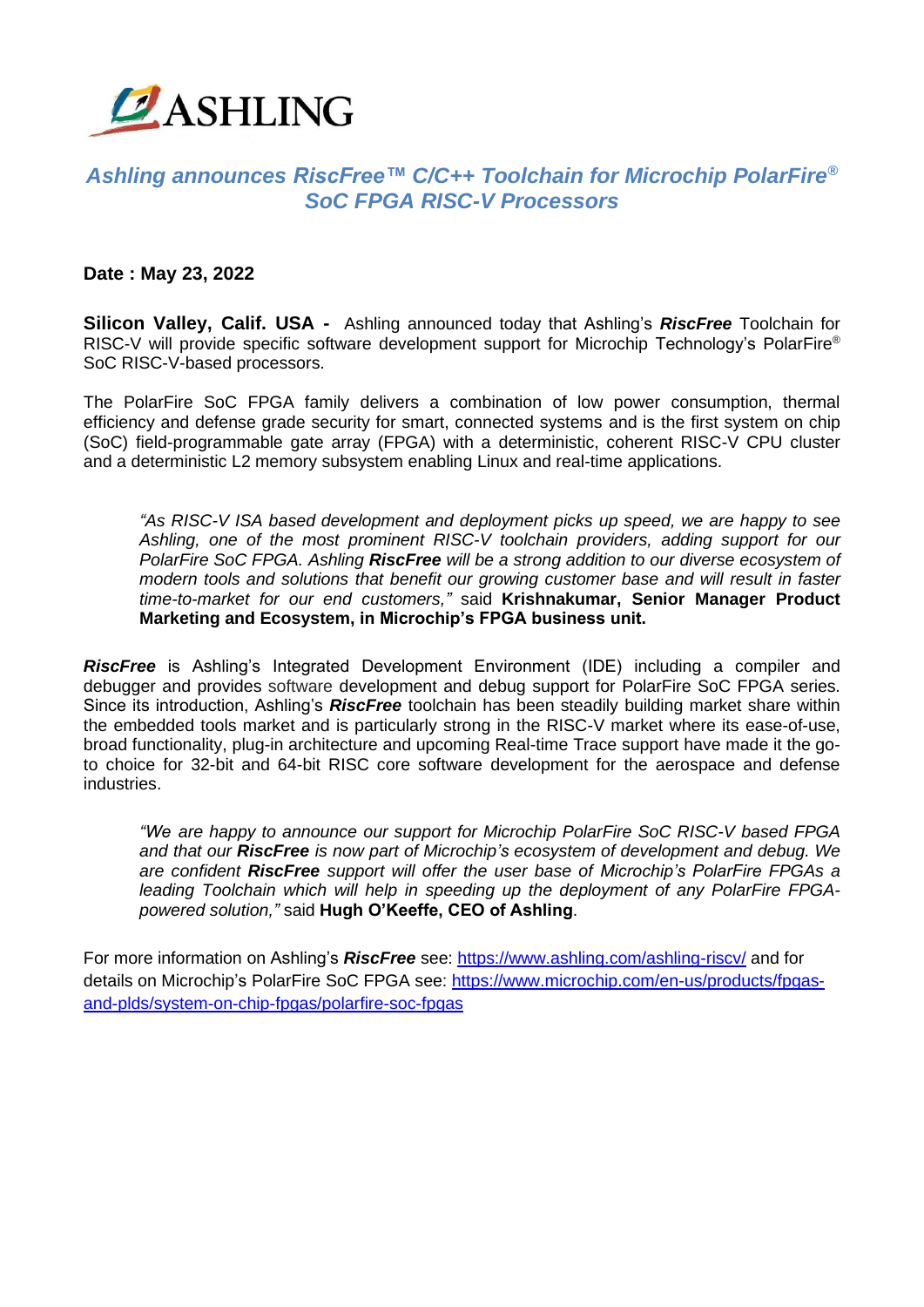ASHLING

# *Ashling announces RiscFree™ C/C++ Toolchain for Microchip PolarFire® SoC FPGA RISC-V Processors*

**Date : May 23, 2022**

**Silicon Valley, Calif. USA -** Ashling announced today that Ashling's ***RiscFree*** Toolchain for RISC-V will provide specific software development support for Microchip Technology's PolarFire® SoC RISC-V-based processors.

The PolarFire SoC FPGA family delivers a combination of low power consumption, thermal efficiency and defense grade security for smart, connected systems and is the first system on chip (SoC) field-programmable gate array (FPGA) with a deterministic, coherent RISC-V CPU cluster and a deterministic L2 memory subsystem enabling Linux and real-time applications.

> *"As RISC-V ISA based development and deployment picks up speed, we are happy to see Ashling, one of the most prominent RISC-V toolchain providers, adding support for our PolarFire SoC FPGA. Ashling* ***RiscFree*** *will be a strong addition to our diverse ecosystem of modern tools and solutions that benefit our growing customer base and will result in faster time-to-market for our end customers,"* said **Krishnakumar, Senior Manager Product Marketing and Ecosystem, in Microchip's FPGA business unit.**

***RiscFree*** is Ashling's Integrated Development Environment (IDE) including a compiler and debugger and provides software development and debug support for PolarFire SoC FPGA series. Since its introduction, Ashling's ***RiscFree*** toolchain has been steadily building market share within the embedded tools market and is particularly strong in the RISC-V market where its ease-of-use, broad functionality, plug-in architecture and upcoming Real-time Trace support have made it the go-to choice for 32-bit and 64-bit RISC core software development for the aerospace and defense industries.

> *"We are happy to announce our support for Microchip PolarFire SoC RISC-V based FPGA and that our* ***RiscFree*** *is now part of Microchip's ecosystem of development and debug. We are confident* ***RiscFree*** *support will offer the user base of Microchip's PolarFire FPGAs a leading Toolchain which will help in speeding up the deployment of any PolarFire FPGA-powered solution,"* said **Hugh O'Keeffe, CEO of Ashling**.

For more information on Ashling's ***RiscFree*** see: [https://www.ashling.com/ashling-riscv/](https://www.ashling.com/ashling-riscv/) and for details on Microchip's PolarFire SoC FPGA see: [https://www.microchip.com/en-us/products/fpgas-and-plds/system-on-chip-fpgas/polarfire-soc-fpgas](https://www.microchip.com/en-us/products/fpgas-and-plds/system-on-chip-fpgas/polarfire-soc-fpgas)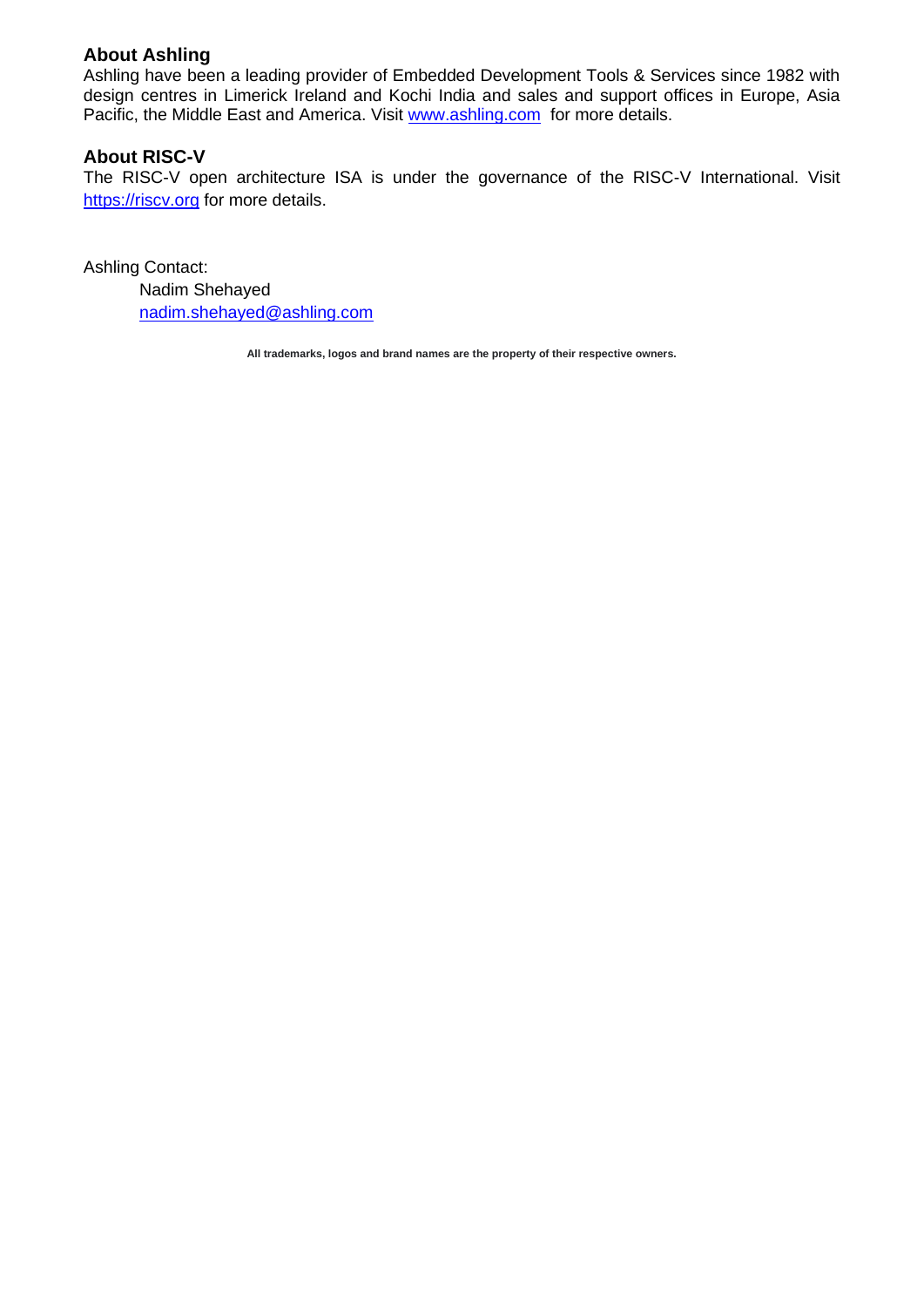## About Ashling

Ashling have been a leading provider of Embedded Development Tools & Services since 1982 with design centres in Limerick Ireland and Kochi India and sales and support offices in Europe, Asia Pacific, the Middle East and America. Visit www.ashling.com for more details.

## About RISC-V

The RISC-V open architecture ISA is under the governance of the RISC-V International. Visit https://riscv.org for more details.

Ashling Contact:

Nadim Shehayed
nadim.shehayed@ashling.com

**All trademarks, logos and brand names are the property of their respective owners.**